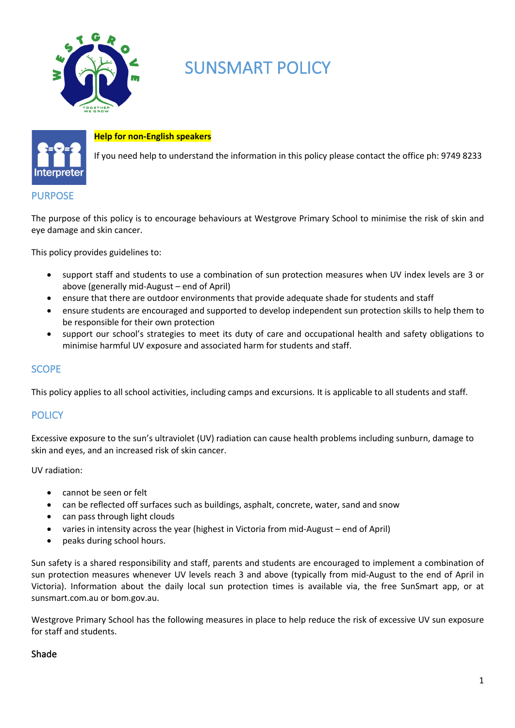# SUNSMART POLICY

**Help for non-English speakers**

If you need help to understand the information in this policy please contact the office ph: 9749 8233

## PURPOSE

The purpose of this policy is to encourage behaviours at Westgrove Primary School to minimise the risk of skin and eye damage and skin cancer.

This policy provides guidelines to:

- support staff and students to use a combination of sun protection measures when UV index levels are 3 or above (generally mid-August – end of April)
- ensure that there are outdoor environments that provide adequate shade for students and staff
- ensure students are encouraged and supported to develop independent sun protection skills to help them to be responsible for their own protection
- support our school's strategies to meet its duty of care and occupational health and safety obligations to minimise harmful UV exposure and associated harm for students and staff.

## SCOPE

This policy applies to all school activities, including camps and excursions. It is applicable to all students and staff.

## POLICY

Excessive exposure to the sun's ultraviolet (UV) radiation can cause health problems including sunburn, damage to skin and eyes, and an increased risk of skin cancer.

UV radiation:

- cannot be seen or felt
- can be reflected off surfaces such as buildings, asphalt, concrete, water, sand and snow
- can pass through light clouds
- varies in intensity across the year (highest in Victoria from mid-August – end of April)
- peaks during school hours.

Sun safety is a shared responsibility and staff, parents and students are encouraged to implement a combination of sun protection measures whenever UV levels reach 3 and above (typically from mid-August to the end of April in Victoria). Information about the daily local sun protection times is available via, the free SunSmart app, or at sunsmart.com.au or bom.gov.au.

Westgrove Primary School has the following measures in place to help reduce the risk of excessive UV sun exposure for staff and students.

### Shade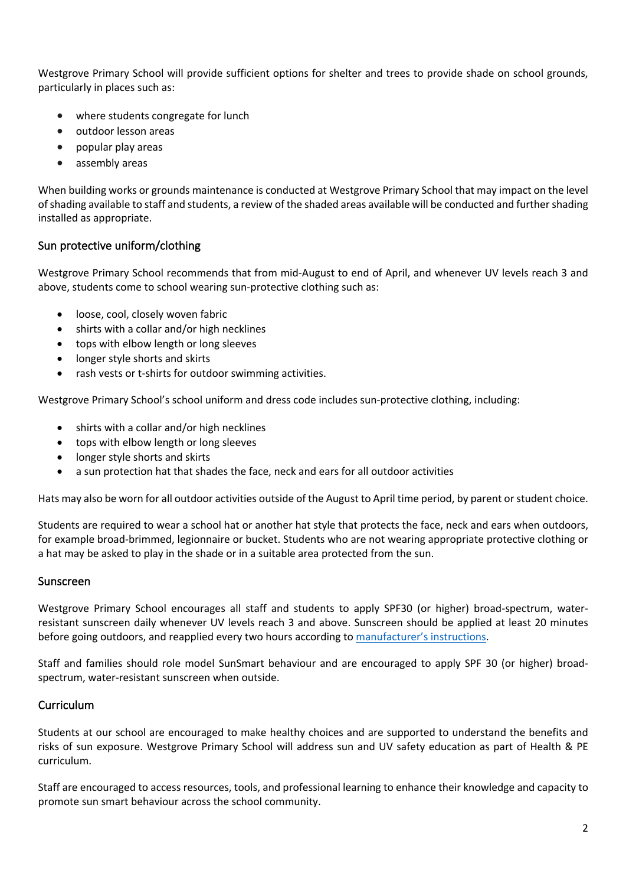Westgrove Primary School will provide sufficient options for shelter and trees to provide shade on school grounds, particularly in places such as:

- where students congregate for lunch
- outdoor lesson areas
- popular play areas
- assembly areas

When building works or grounds maintenance is conducted at Westgrove Primary School that may impact on the level of shading available to staff and students, a review of the shaded areas available will be conducted and further shading installed as appropriate.

## Sun protective uniform/clothing

Westgrove Primary School recommends that from mid-August to end of April, and whenever UV levels reach 3 and above, students come to school wearing sun-protective clothing such as:

- loose, cool, closely woven fabric
- shirts with a collar and/or high necklines
- tops with elbow length or long sleeves
- longer style shorts and skirts
- rash vests or t-shirts for outdoor swimming activities.

Westgrove Primary School's school uniform and dress code includes sun-protective clothing, including:

- shirts with a collar and/or high necklines
- tops with elbow length or long sleeves
- longer style shorts and skirts
- a sun protection hat that shades the face, neck and ears for all outdoor activities

Hats may also be worn for all outdoor activities outside of the August to April time period, by parent or student choice.

Students are required to wear a school hat or another hat style that protects the face, neck and ears when outdoors, for example broad-brimmed, legionnaire or bucket. Students who are not wearing appropriate protective clothing or a hat may be asked to play in the shade or in a suitable area protected from the sun.

## Sunscreen

Westgrove Primary School encourages all staff and students to apply SPF30 (or higher) broad-spectrum, water-resistant sunscreen daily whenever UV levels reach 3 and above. Sunscreen should be applied at least 20 minutes before going outdoors, and reapplied every two hours according to manufacturer's instructions.

Staff and families should role model SunSmart behaviour and are encouraged to apply SPF 30 (or higher) broad-spectrum, water-resistant sunscreen when outside.

## Curriculum

Students at our school are encouraged to make healthy choices and are supported to understand the benefits and risks of sun exposure. Westgrove Primary School will address sun and UV safety education as part of Health & PE curriculum.

Staff are encouraged to access resources, tools, and professional learning to enhance their knowledge and capacity to promote sun smart behaviour across the school community.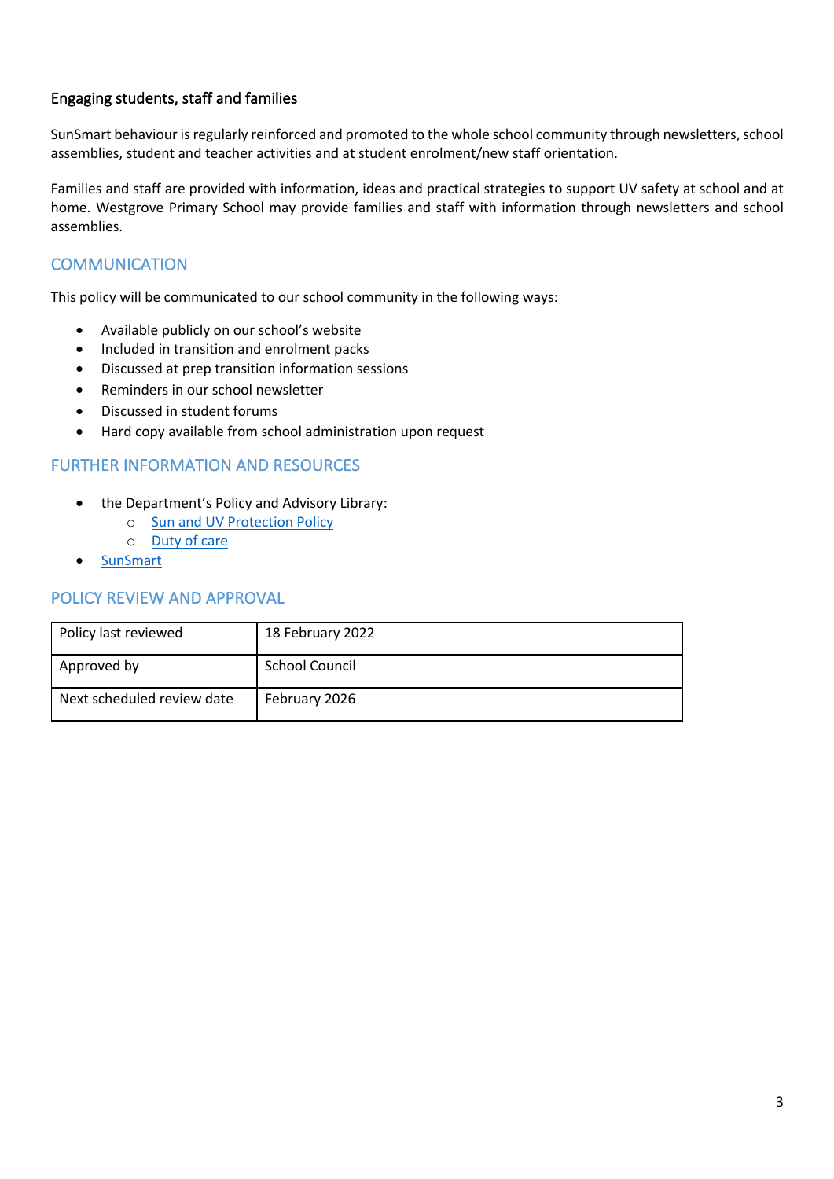### Engaging students, staff and families

SunSmart behaviour is regularly reinforced and promoted to the whole school community through newsletters, school assemblies, student and teacher activities and at student enrolment/new staff orientation.

Families and staff are provided with information, ideas and practical strategies to support UV safety at school and at home. Westgrove Primary School may provide families and staff with information through newsletters and school assemblies.

## COMMUNICATION

This policy will be communicated to our school community in the following ways:

- Available publicly on our school's website
- Included in transition and enrolment packs
- Discussed at prep transition information sessions
- Reminders in our school newsletter
- Discussed in student forums
- Hard copy available from school administration upon request

## FURTHER INFORMATION AND RESOURCES

- the Department's Policy and Advisory Library:
  - Sun and UV Protection Policy
  - Duty of care
- SunSmart

## POLICY REVIEW AND APPROVAL

| | |
|---|---|
| Policy last reviewed | 18 February 2022 |
| Approved by | School Council |
| Next scheduled review date | February 2026 |